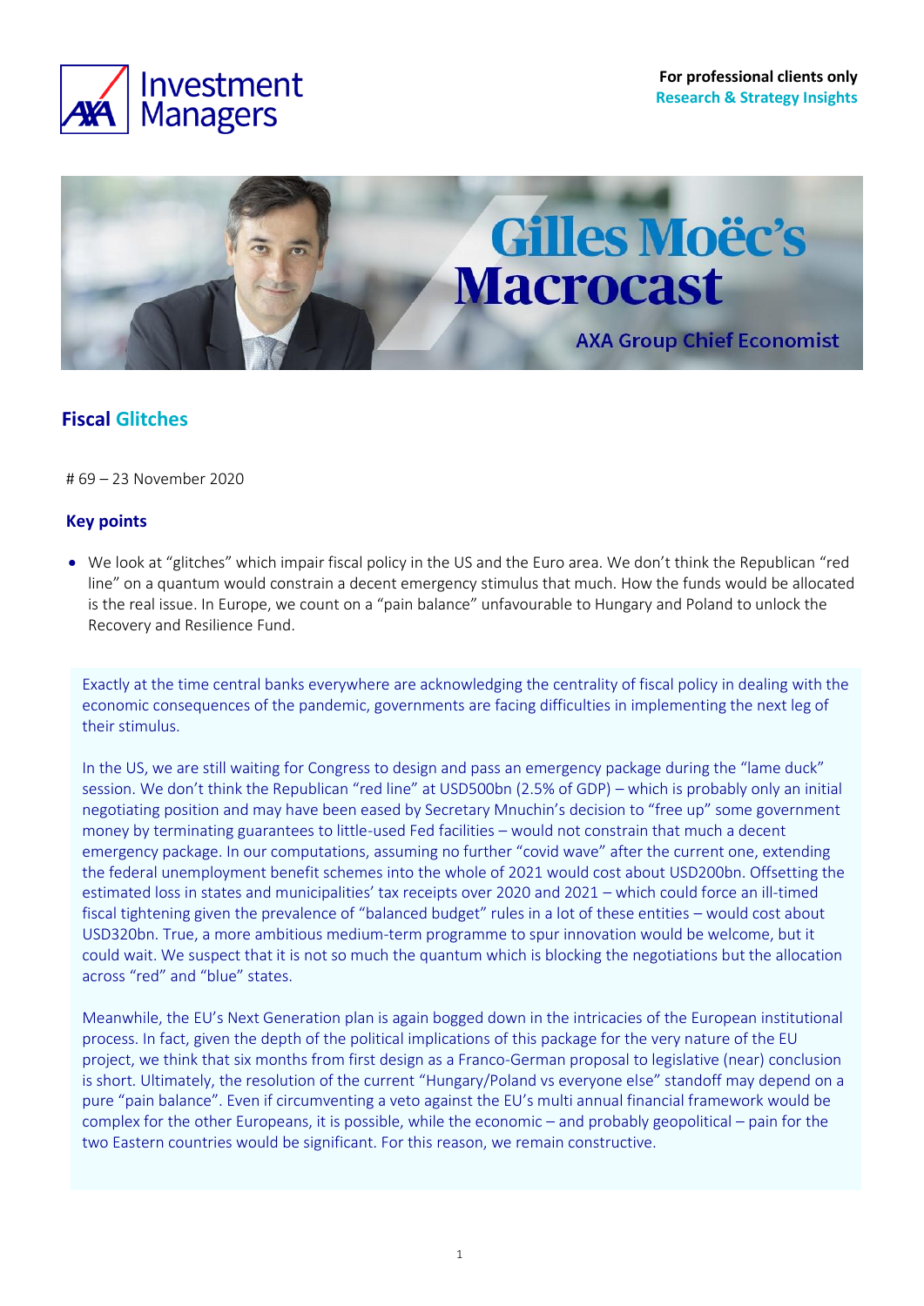For professional clients only
Research & Strategy Insights

# Gilles Moëc's Macrocast

AXA Group Chief Economist

## Fiscal Glitches

# 69 – 23 November 2020

### Key points

- We look at "glitches" which impair fiscal policy in the US and the Euro area. We don't think the Republican "red line" on a quantum would constrain a decent emergency stimulus that much. How the funds would be allocated is the real issue. In Europe, we count on a "pain balance" unfavourable to Hungary and Poland to unlock the Recovery and Resilience Fund.

Exactly at the time central banks everywhere are acknowledging the centrality of fiscal policy in dealing with the economic consequences of the pandemic, governments are facing difficulties in implementing the next leg of their stimulus.

In the US, we are still waiting for Congress to design and pass an emergency package during the "lame duck" session. We don't think the Republican "red line" at USD500bn (2.5% of GDP) – which is probably only an initial negotiating position and may have been eased by Secretary Mnuchin's decision to "free up" some government money by terminating guarantees to little-used Fed facilities – would not constrain that much a decent emergency package. In our computations, assuming no further "covid wave" after the current one, extending the federal unemployment benefit schemes into the whole of 2021 would cost about USD200bn. Offsetting the estimated loss in states and municipalities' tax receipts over 2020 and 2021 – which could force an ill-timed fiscal tightening given the prevalence of "balanced budget" rules in a lot of these entities – would cost about USD320bn. True, a more ambitious medium-term programme to spur innovation would be welcome, but it could wait. We suspect that it is not so much the quantum which is blocking the negotiations but the allocation across "red" and "blue" states.

Meanwhile, the EU's Next Generation plan is again bogged down in the intricacies of the European institutional process. In fact, given the depth of the political implications of this package for the very nature of the EU project, we think that six months from first design as a Franco-German proposal to legislative (near) conclusion is short. Ultimately, the resolution of the current "Hungary/Poland vs everyone else" standoff may depend on a pure "pain balance". Even if circumventing a veto against the EU's multi annual financial framework would be complex for the other Europeans, it is possible, while the economic – and probably geopolitical – pain for the two Eastern countries would be significant. For this reason, we remain constructive.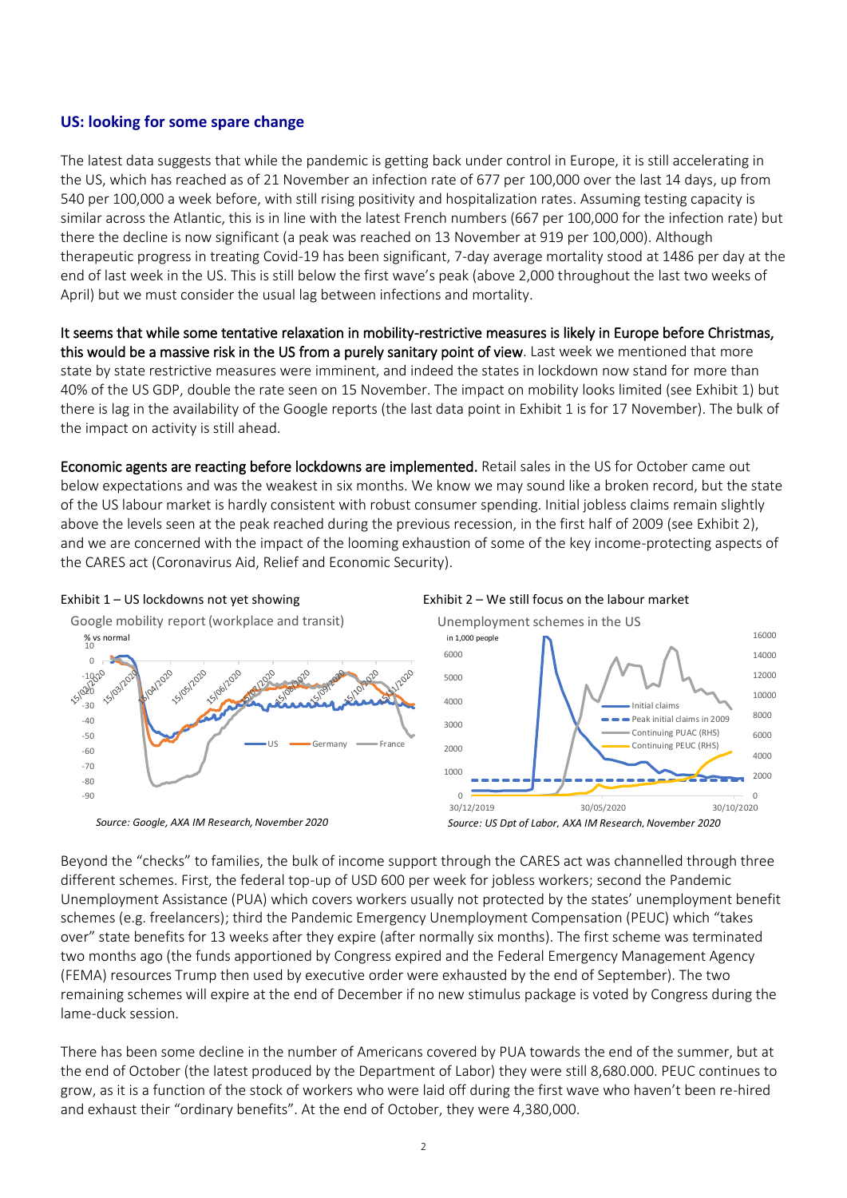## US: looking for some spare change

The latest data suggests that while the pandemic is getting back under control in Europe, it is still accelerating in the US, which has reached as of 21 November an infection rate of 677 per 100,000 over the last 14 days, up from 540 per 100,000 a week before, with still rising positivity and hospitalization rates. Assuming testing capacity is similar across the Atlantic, this is in line with the latest French numbers (667 per 100,000 for the infection rate) but there the decline is now significant (a peak was reached on 13 November at 919 per 100,000). Although therapeutic progress in treating Covid-19 has been significant, 7-day average mortality stood at 1486 per day at the end of last week in the US. This is still below the first wave's peak (above 2,000 throughout the last two weeks of April) but we must consider the usual lag between infections and mortality.

It seems that while some tentative relaxation in mobility-restrictive measures is likely in Europe before Christmas, this would be a massive risk in the US from a purely sanitary point of view. Last week we mentioned that more state by state restrictive measures were imminent, and indeed the states in lockdown now stand for more than 40% of the US GDP, double the rate seen on 15 November. The impact on mobility looks limited (see Exhibit 1) but there is lag in the availability of the Google reports (the last data point in Exhibit 1 is for 17 November). The bulk of the impact on activity is still ahead.

Economic agents are reacting before lockdowns are implemented. Retail sales in the US for October came out below expectations and was the weakest in six months. We know we may sound like a broken record, but the state of the US labour market is hardly consistent with robust consumer spending. Initial jobless claims remain slightly above the levels seen at the peak reached during the previous recession, in the first half of 2009 (see Exhibit 2), and we are concerned with the impact of the looming exhaustion of some of the key income-protecting aspects of the CARES act (Coronavirus Aid, Relief and Economic Security).

Exhibit 1 – US lockdowns not yet showing

*Source: Google, AXA IM Research, November 2020*

Exhibit 2 – We still focus on the labour market

*Source: US Dpt of Labor, AXA IM Research, November 2020*

Beyond the "checks" to families, the bulk of income support through the CARES act was channelled through three different schemes. First, the federal top-up of USD 600 per week for jobless workers; second the Pandemic Unemployment Assistance (PUA) which covers workers usually not protected by the states' unemployment benefit schemes (e.g. freelancers); third the Pandemic Emergency Unemployment Compensation (PEUC) which "takes over" state benefits for 13 weeks after they expire (after normally six months). The first scheme was terminated two months ago (the funds apportioned by Congress expired and the Federal Emergency Management Agency (FEMA) resources Trump then used by executive order were exhausted by the end of September). The two remaining schemes will expire at the end of December if no new stimulus package is voted by Congress during the lame-duck session.

There has been some decline in the number of Americans covered by PUA towards the end of the summer, but at the end of October (the latest produced by the Department of Labor) they were still 8,680.000. PEUC continues to grow, as it is a function of the stock of workers who were laid off during the first wave who haven't been re-hired and exhaust their "ordinary benefits". At the end of October, they were 4,380,000.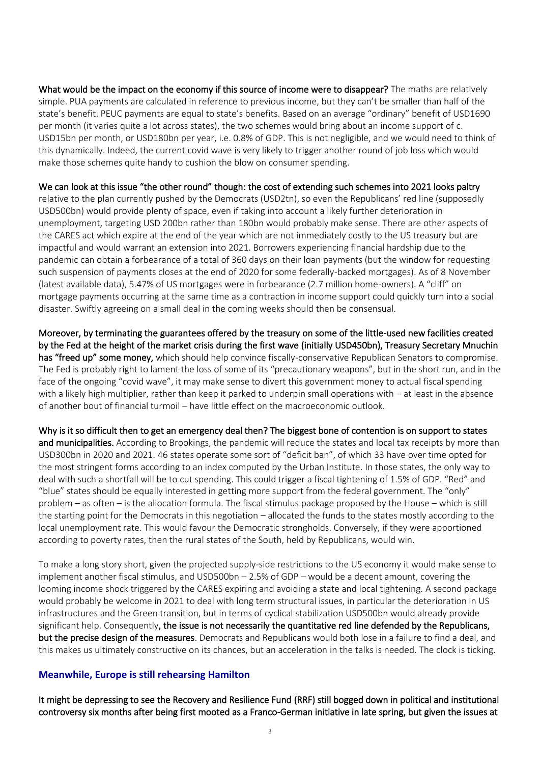**What would be the impact on the economy if this source of income were to disappear?** The maths are relatively simple. PUA payments are calculated in reference to previous income, but they can't be smaller than half of the state's benefit. PEUC payments are equal to state's benefits. Based on an average "ordinary" benefit of USD1690 per month (it varies quite a lot across states), the two schemes would bring about an income support of c. USD15bn per month, or USD180bn per year, i.e. 0.8% of GDP. This is not negligible, and we would need to think of this dynamically. Indeed, the current covid wave is very likely to trigger another round of job loss which would make those schemes quite handy to cushion the blow on consumer spending.

**We can look at this issue "the other round" though: the cost of extending such schemes into 2021 looks paltry** relative to the plan currently pushed by the Democrats (USD2tn), so even the Republicans' red line (supposedly USD500bn) would provide plenty of space, even if taking into account a likely further deterioration in unemployment, targeting USD 200bn rather than 180bn would probably make sense. There are other aspects of the CARES act which expire at the end of the year which are not immediately costly to the US treasury but are impactful and would warrant an extension into 2021. Borrowers experiencing financial hardship due to the pandemic can obtain a forbearance of a total of 360 days on their loan payments (but the window for requesting such suspension of payments closes at the end of 2020 for some federally-backed mortgages). As of 8 November (latest available data), 5.47% of US mortgages were in forbearance (2.7 million home-owners). A "cliff" on mortgage payments occurring at the same time as a contraction in income support could quickly turn into a social disaster. Swiftly agreeing on a small deal in the coming weeks should then be consensual.

**Moreover, by terminating the guarantees offered by the treasury on some of the little-used new facilities created by the Fed at the height of the market crisis during the first wave (initially USD450bn), Treasury Secretary Mnuchin has "freed up" some money,** which should help convince fiscally-conservative Republican Senators to compromise. The Fed is probably right to lament the loss of some of its "precautionary weapons", but in the short run, and in the face of the ongoing "covid wave", it may make sense to divert this government money to actual fiscal spending with a likely high multiplier, rather than keep it parked to underpin small operations with – at least in the absence of another bout of financial turmoil – have little effect on the macroeconomic outlook.

**Why is it so difficult then to get an emergency deal then? The biggest bone of contention is on support to states and municipalities.** According to Brookings, the pandemic will reduce the states and local tax receipts by more than USD300bn in 2020 and 2021. 46 states operate some sort of "deficit ban", of which 33 have over time opted for the most stringent forms according to an index computed by the Urban Institute. In those states, the only way to deal with such a shortfall will be to cut spending. This could trigger a fiscal tightening of 1.5% of GDP. "Red" and "blue" states should be equally interested in getting more support from the federal government. The "only" problem – as often – is the allocation formula. The fiscal stimulus package proposed by the House – which is still the starting point for the Democrats in this negotiation – allocated the funds to the states mostly according to the local unemployment rate. This would favour the Democratic strongholds. Conversely, if they were apportioned according to poverty rates, then the rural states of the South, held by Republicans, would win.

To make a long story short, given the projected supply-side restrictions to the US economy it would make sense to implement another fiscal stimulus, and USD500bn – 2.5% of GDP – would be a decent amount, covering the looming income shock triggered by the CARES expiring and avoiding a state and local tightening. A second package would probably be welcome in 2021 to deal with long term structural issues, in particular the deterioration in US infrastructures and the Green transition, but in terms of cyclical stabilization USD500bn would already provide significant help. Consequently, **the issue is not necessarily the quantitative red line defended by the Republicans, but the precise design of the measures**. Democrats and Republicans would both lose in a failure to find a deal, and this makes us ultimately constructive on its chances, but an acceleration in the talks is needed. The clock is ticking.

## Meanwhile, Europe is still rehearsing Hamilton

**It might be depressing to see the Recovery and Resilience Fund (RRF) still bogged down in political and institutional controversy six months after being first mooted as a Franco-German initiative in late spring, but given the issues at**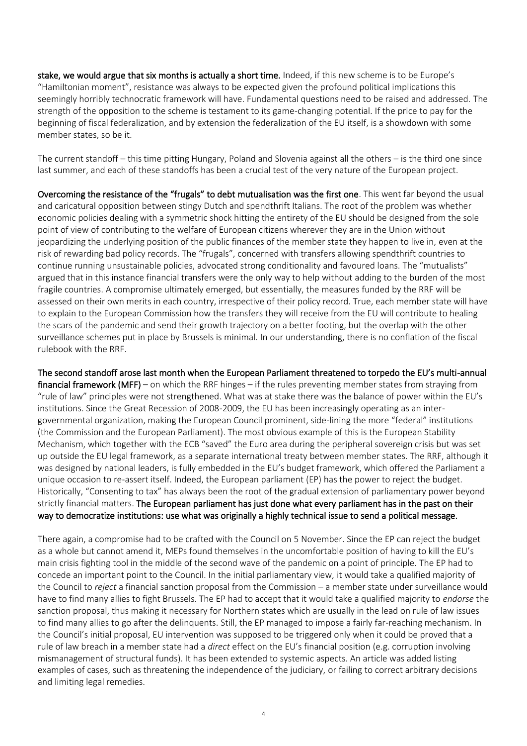**stake, we would argue that six months is actually a short time.** Indeed, if this new scheme is to be Europe's "Hamiltonian moment", resistance was always to be expected given the profound political implications this seemingly horribly technocratic framework will have. Fundamental questions need to be raised and addressed. The strength of the opposition to the scheme is testament to its game-changing potential. If the price to pay for the beginning of fiscal federalization, and by extension the federalization of the EU itself, is a showdown with some member states, so be it.

The current standoff – this time pitting Hungary, Poland and Slovenia against all the others – is the third one since last summer, and each of these standoffs has been a crucial test of the very nature of the European project.

**Overcoming the resistance of the "frugals" to debt mutualisation was the first one**. This went far beyond the usual and caricatural opposition between stingy Dutch and spendthrift Italians. The root of the problem was whether economic policies dealing with a symmetric shock hitting the entirety of the EU should be designed from the sole point of view of contributing to the welfare of European citizens wherever they are in the Union without jeopardizing the underlying position of the public finances of the member state they happen to live in, even at the risk of rewarding bad policy records. The "frugals", concerned with transfers allowing spendthrift countries to continue running unsustainable policies, advocated strong conditionality and favoured loans. The "mutualists" argued that in this instance financial transfers were the only way to help without adding to the burden of the most fragile countries. A compromise ultimately emerged, but essentially, the measures funded by the RRF will be assessed on their own merits in each country, irrespective of their policy record. True, each member state will have to explain to the European Commission how the transfers they will receive from the EU will contribute to healing the scars of the pandemic and send their growth trajectory on a better footing, but the overlap with the other surveillance schemes put in place by Brussels is minimal. In our understanding, there is no conflation of the fiscal rulebook with the RRF.

**The second standoff arose last month when the European Parliament threatened to torpedo the EU's multi-annual financial framework (MFF)** – on which the RRF hinges – if the rules preventing member states from straying from "rule of law" principles were not strengthened. What was at stake there was the balance of power within the EU's institutions. Since the Great Recession of 2008-2009, the EU has been increasingly operating as an inter-governmental organization, making the European Council prominent, side-lining the more "federal" institutions (the Commission and the European Parliament). The most obvious example of this is the European Stability Mechanism, which together with the ECB "saved" the Euro area during the peripheral sovereign crisis but was set up outside the EU legal framework, as a separate international treaty between member states. The RRF, although it was designed by national leaders, is fully embedded in the EU's budget framework, which offered the Parliament a unique occasion to re-assert itself. Indeed, the European parliament (EP) has the power to reject the budget. Historically, "Consenting to tax" has always been the root of the gradual extension of parliamentary power beyond strictly financial matters. **The European parliament has just done what every parliament has in the past on their way to democratize institutions: use what was originally a highly technical issue to send a political message.**

There again, a compromise had to be crafted with the Council on 5 November. Since the EP can reject the budget as a whole but cannot amend it, MEPs found themselves in the uncomfortable position of having to kill the EU's main crisis fighting tool in the middle of the second wave of the pandemic on a point of principle. The EP had to concede an important point to the Council. In the initial parliamentary view, it would take a qualified majority of the Council to *reject* a financial sanction proposal from the Commission – a member state under surveillance would have to find many allies to fight Brussels. The EP had to accept that it would take a qualified majority to *endorse* the sanction proposal, thus making it necessary for Northern states which are usually in the lead on rule of law issues to find many allies to go after the delinquents. Still, the EP managed to impose a fairly far-reaching mechanism. In the Council's initial proposal, EU intervention was supposed to be triggered only when it could be proved that a rule of law breach in a member state had a *direct* effect on the EU's financial position (e.g. corruption involving mismanagement of structural funds). It has been extended to systemic aspects. An article was added listing examples of cases, such as threatening the independence of the judiciary, or failing to correct arbitrary decisions and limiting legal remedies.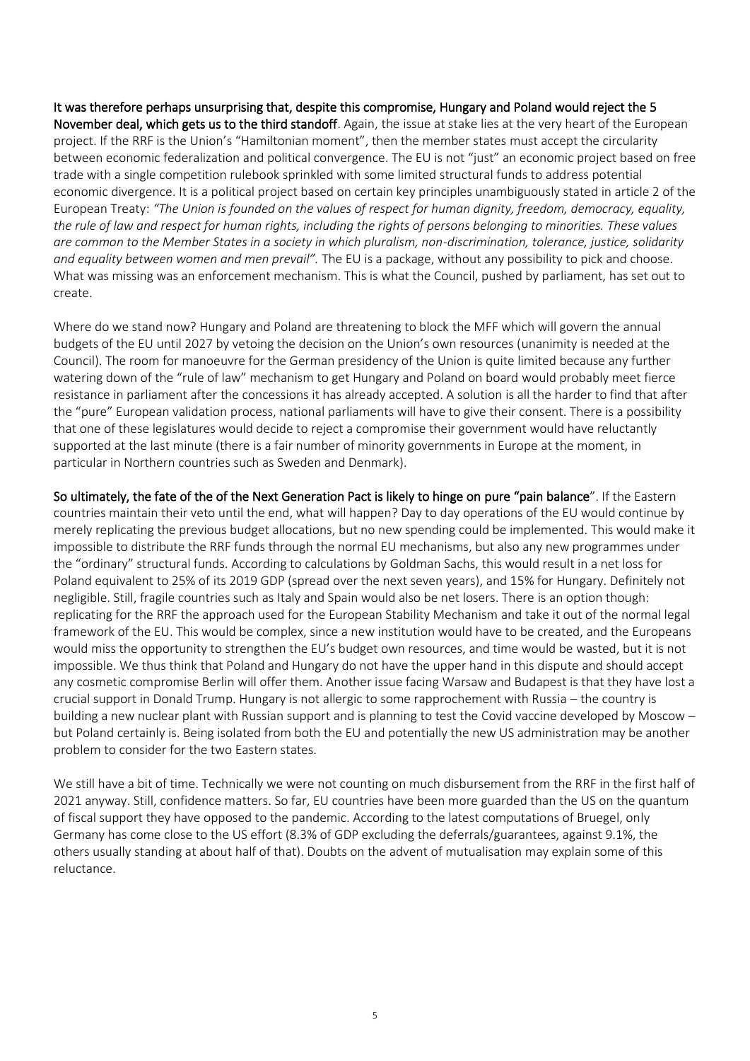**It was therefore perhaps unsurprising that, despite this compromise, Hungary and Poland would reject the 5 November deal, which gets us to the third standoff**. Again, the issue at stake lies at the very heart of the European project. If the RRF is the Union's "Hamiltonian moment", then the member states must accept the circularity between economic federalization and political convergence. The EU is not "just" an economic project based on free trade with a single competition rulebook sprinkled with some limited structural funds to address potential economic divergence. It is a political project based on certain key principles unambiguously stated in article 2 of the European Treaty: *"The Union is founded on the values of respect for human dignity, freedom, democracy, equality, the rule of law and respect for human rights, including the rights of persons belonging to minorities. These values are common to the Member States in a society in which pluralism, non-discrimination, tolerance, justice, solidarity and equality between women and men prevail".* The EU is a package, without any possibility to pick and choose. What was missing was an enforcement mechanism. This is what the Council, pushed by parliament, has set out to create.

Where do we stand now? Hungary and Poland are threatening to block the MFF which will govern the annual budgets of the EU until 2027 by vetoing the decision on the Union's own resources (unanimity is needed at the Council). The room for manoeuvre for the German presidency of the Union is quite limited because any further watering down of the "rule of law" mechanism to get Hungary and Poland on board would probably meet fierce resistance in parliament after the concessions it has already accepted. A solution is all the harder to find that after the "pure" European validation process, national parliaments will have to give their consent. There is a possibility that one of these legislatures would decide to reject a compromise their government would have reluctantly supported at the last minute (there is a fair number of minority governments in Europe at the moment, in particular in Northern countries such as Sweden and Denmark).

**So ultimately, the fate of the of the Next Generation Pact is likely to hinge on pure "pain balance**". If the Eastern countries maintain their veto until the end, what will happen? Day to day operations of the EU would continue by merely replicating the previous budget allocations, but no new spending could be implemented. This would make it impossible to distribute the RRF funds through the normal EU mechanisms, but also any new programmes under the "ordinary" structural funds. According to calculations by Goldman Sachs, this would result in a net loss for Poland equivalent to 25% of its 2019 GDP (spread over the next seven years), and 15% for Hungary. Definitely not negligible. Still, fragile countries such as Italy and Spain would also be net losers. There is an option though: replicating for the RRF the approach used for the European Stability Mechanism and take it out of the normal legal framework of the EU. This would be complex, since a new institution would have to be created, and the Europeans would miss the opportunity to strengthen the EU's budget own resources, and time would be wasted, but it is not impossible. We thus think that Poland and Hungary do not have the upper hand in this dispute and should accept any cosmetic compromise Berlin will offer them. Another issue facing Warsaw and Budapest is that they have lost a crucial support in Donald Trump. Hungary is not allergic to some rapprochement with Russia – the country is building a new nuclear plant with Russian support and is planning to test the Covid vaccine developed by Moscow – but Poland certainly is. Being isolated from both the EU and potentially the new US administration may be another problem to consider for the two Eastern states.

We still have a bit of time. Technically we were not counting on much disbursement from the RRF in the first half of 2021 anyway. Still, confidence matters. So far, EU countries have been more guarded than the US on the quantum of fiscal support they have opposed to the pandemic. According to the latest computations of Bruegel, only Germany has come close to the US effort (8.3% of GDP excluding the deferrals/guarantees, against 9.1%, the others usually standing at about half of that). Doubts on the advent of mutualisation may explain some of this reluctance.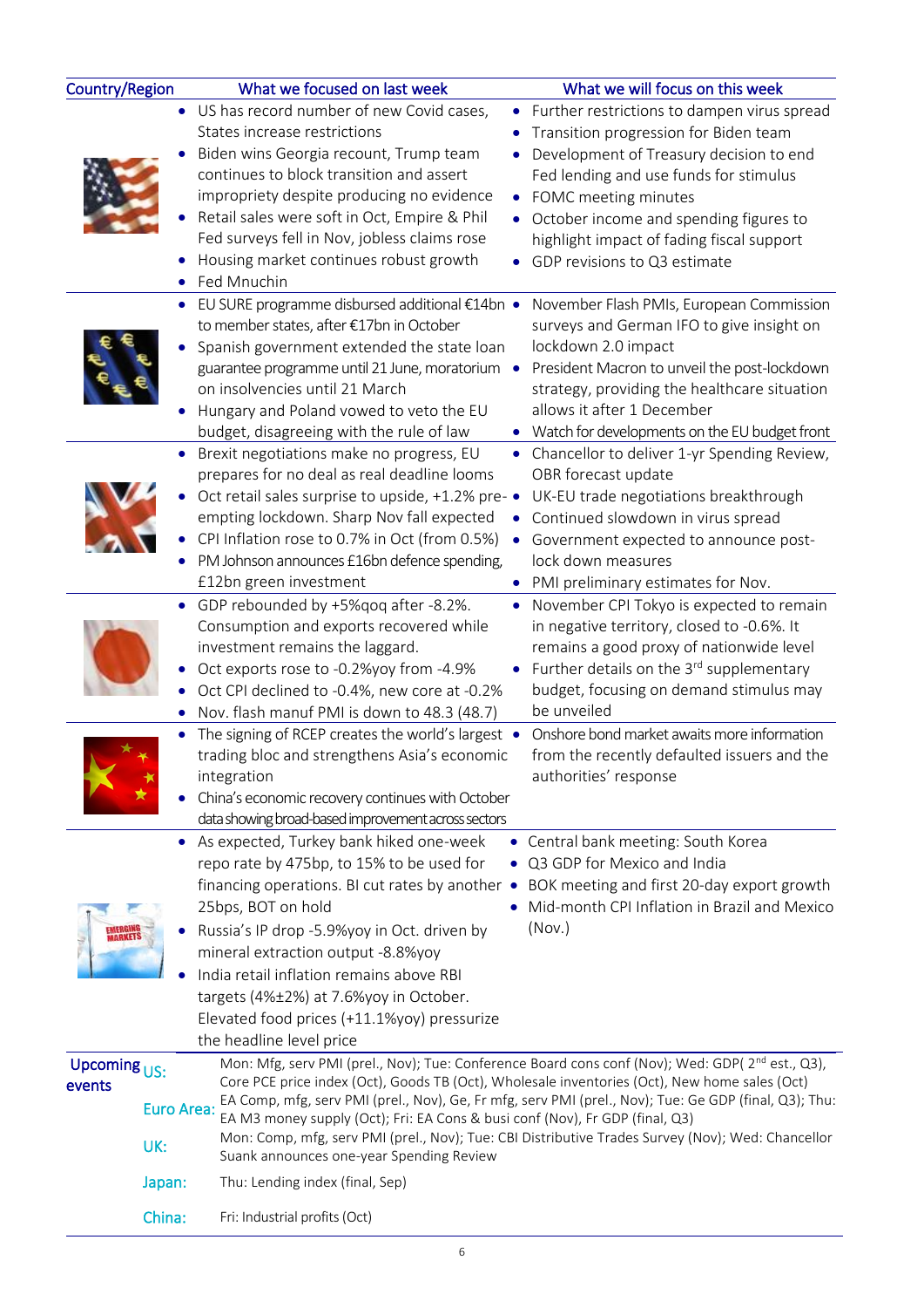| Country/Region | What we focused on last week | What we will focus on this week |
|---|---|---|
| US | • US has record number of new Covid cases, States increase restrictions<br>• Biden wins Georgia recount, Trump team continues to block transition and assert impropriety despite producing no evidence<br>• Retail sales were soft in Oct, Empire & Phil Fed surveys fell in Nov, jobless claims rose<br>• Housing market continues robust growth<br>• Fed Mnuchin | • Further restrictions to dampen virus spread<br>• Transition progression for Biden team<br>• Development of Treasury decision to end Fed lending and use funds for stimulus<br>• FOMC meeting minutes<br>• October income and spending figures to highlight impact of fading fiscal support<br>• GDP revisions to Q3 estimate |
| Euro Area | • EU SURE programme disbursed additional €14bn to member states, after €17bn in October<br>• Spanish government extended the state loan guarantee programme until 21 June, moratorium on insolvencies until 21 March<br>• Hungary and Poland vowed to veto the EU budget, disagreeing with the rule of law | • November Flash PMIs, European Commission surveys and German IFO to give insight on lockdown 2.0 impact<br>• President Macron to unveil the post-lockdown strategy, providing the healthcare situation allows it after 1 December<br>• Watch for developments on the EU budget front |
| UK | • Brexit negotiations make no progress, EU prepares for no deal as real deadline looms<br>• Oct retail sales surprise to upside, +1.2% pre-empting lockdown. Sharp Nov fall expected<br>• CPI Inflation rose to 0.7% in Oct (from 0.5%)<br>• PM Johnson announces £16bn defence spending, £12bn green investment | • Chancellor to deliver 1-yr Spending Review, OBR forecast update<br>• UK-EU trade negotiations breakthrough<br>• Continued slowdown in virus spread<br>• Government expected to announce post-lock down measures<br>• PMI preliminary estimates for Nov. |
| Japan | • GDP rebounded by +5%qoq after -8.2%. Consumption and exports recovered while investment remains the laggard.<br>• Oct exports rose to -0.2%yoy from -4.9%<br>• Oct CPI declined to -0.4%, new core at -0.2%<br>• Nov. flash manuf PMI is down to 48.3 (48.7) | • November CPI Tokyo is expected to remain in negative territory, closed to -0.6%. It remains a good proxy of nationwide level<br>• Further details on the 3rd supplementary budget, focusing on demand stimulus may be unveiled |
| China | • The signing of RCEP creates the world's largest trading bloc and strengthens Asia's economic integration<br>• China's economic recovery continues with October data showing broad-based improvement across sectors | • Onshore bond market awaits more information from the recently defaulted issuers and the authorities' response |
| Emerging Markets | • As expected, Turkey bank hiked one-week repo rate by 475bp, to 15% to be used for financing operations. BI cut rates by another 25bps, BOT on hold<br>• Russia's IP drop -5.9%yoy in Oct. driven by mineral extraction output -8.8%yoy<br>• India retail inflation remains above RBI targets (4%±2%) at 7.6%yoy in October. Elevated food prices (+11.1%yoy) pressurize the headline level price | • Central bank meeting: South Korea<br>• Q3 GDP for Mexico and India<br>• BOK meeting and first 20-day export growth<br>• Mid-month CPI Inflation in Brazil and Mexico (Nov.) |

**Upcoming events**

| | |
|---|---|
| US: | Mon: Mfg, serv PMI (prel., Nov); Tue: Conference Board cons conf (Nov); Wed: GDP( 2nd est., Q3), Core PCE price index (Oct), Goods TB (Oct), Wholesale inventories (Oct), New home sales (Oct) |
| Euro Area: | EA Comp, mfg, serv PMI (prel., Nov), Ge, Fr mfg, serv PMI (prel., Nov); Tue: Ge GDP (final, Q3); Thu: EA M3 money supply (Oct); Fri: EA Cons & busi conf (Nov), Fr GDP (final, Q3) |
| UK: | Mon: Comp, mfg, serv PMI (prel., Nov); Tue: CBI Distributive Trades Survey (Nov); Wed: Chancellor Suank announces one-year Spending Review |
| Japan: | Thu: Lending index (final, Sep) |
| China: | Fri: Industrial profits (Oct) |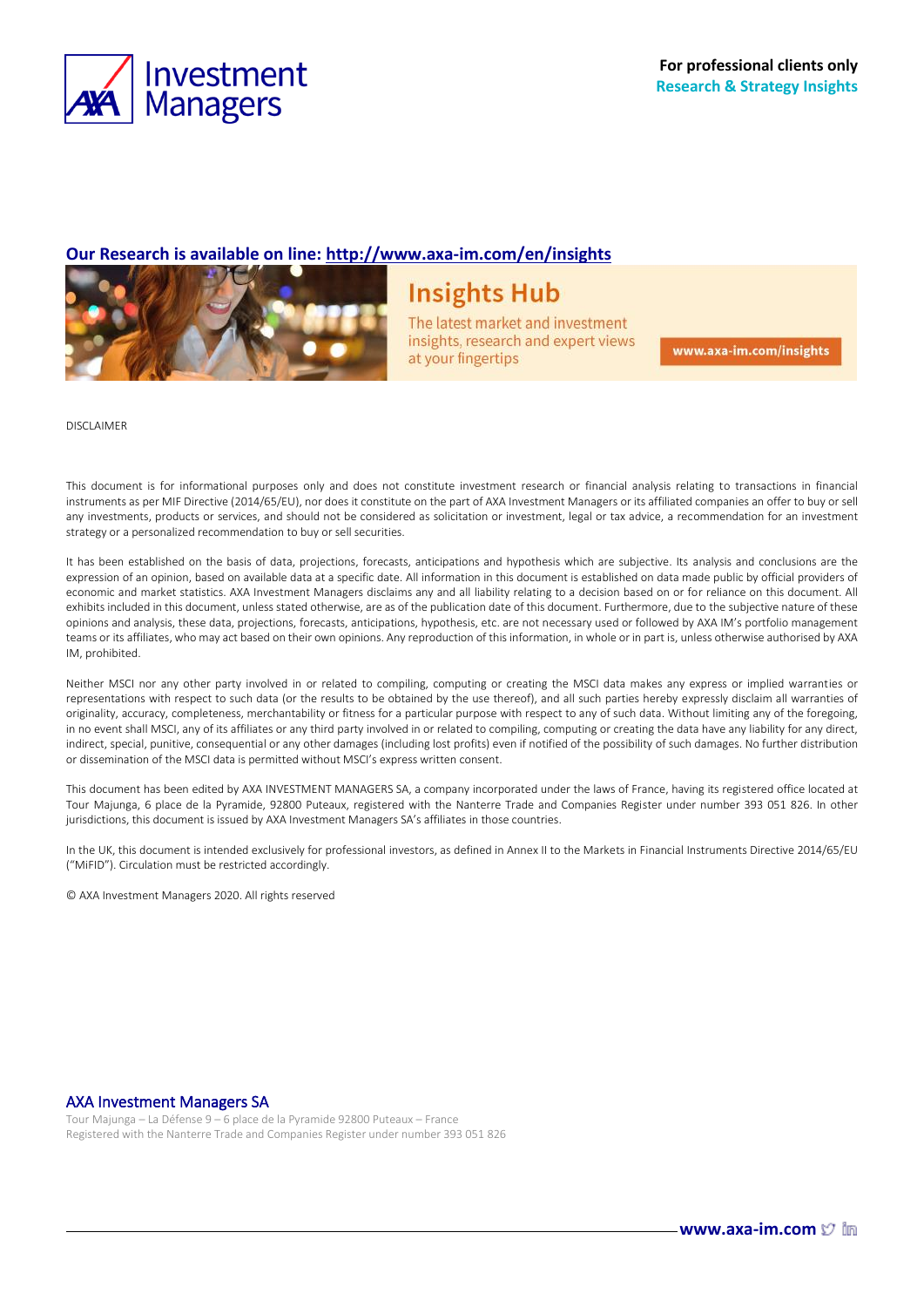**For professional clients only**
**Research & Strategy Insights**

**Our Research is available on line: [http://www.axa-im.com/en/insights](http://www.axa-im.com/en/insights)**

## Insights Hub

The latest market and investment insights, research and expert views at your fingertips

**www.axa-im.com/insights**

DISCLAIMER

This document is for informational purposes only and does not constitute investment research or financial analysis relating to transactions in financial instruments as per MIF Directive (2014/65/EU), nor does it constitute on the part of AXA Investment Managers or its affiliated companies an offer to buy or sell any investments, products or services, and should not be considered as solicitation or investment, legal or tax advice, a recommendation for an investment strategy or a personalized recommendation to buy or sell securities.

It has been established on the basis of data, projections, forecasts, anticipations and hypothesis which are subjective. Its analysis and conclusions are the expression of an opinion, based on available data at a specific date. All information in this document is established on data made public by official providers of economic and market statistics. AXA Investment Managers disclaims any and all liability relating to a decision based on or for reliance on this document. All exhibits included in this document, unless stated otherwise, are as of the publication date of this document. Furthermore, due to the subjective nature of these opinions and analysis, these data, projections, forecasts, anticipations, hypothesis, etc. are not necessary used or followed by AXA IM's portfolio management teams or its affiliates, who may act based on their own opinions. Any reproduction of this information, in whole or in part is, unless otherwise authorised by AXA IM, prohibited.

Neither MSCI nor any other party involved in or related to compiling, computing or creating the MSCI data makes any express or implied warranties or representations with respect to such data (or the results to be obtained by the use thereof), and all such parties hereby expressly disclaim all warranties of originality, accuracy, completeness, merchantability or fitness for a particular purpose with respect to any of such data. Without limiting any of the foregoing, in no event shall MSCI, any of its affiliates or any third party involved in or related to compiling, computing or creating the data have any liability for any direct, indirect, special, punitive, consequential or any other damages (including lost profits) even if notified of the possibility of such damages. No further distribution or dissemination of the MSCI data is permitted without MSCI's express written consent.

This document has been edited by AXA INVESTMENT MANAGERS SA, a company incorporated under the laws of France, having its registered office located at Tour Majunga, 6 place de la Pyramide, 92800 Puteaux, registered with the Nanterre Trade and Companies Register under number 393 051 826. In other jurisdictions, this document is issued by AXA Investment Managers SA's affiliates in those countries.

In the UK, this document is intended exclusively for professional investors, as defined in Annex II to the Markets in Financial Instruments Directive 2014/65/EU ("MiFID"). Circulation must be restricted accordingly.

© AXA Investment Managers 2020. All rights reserved

**AXA Investment Managers SA**

Tour Majunga – La Défense 9 – 6 place de la Pyramide 92800 Puteaux – France
Registered with the Nanterre Trade and Companies Register under number 393 051 826

**www.axa-im.com**